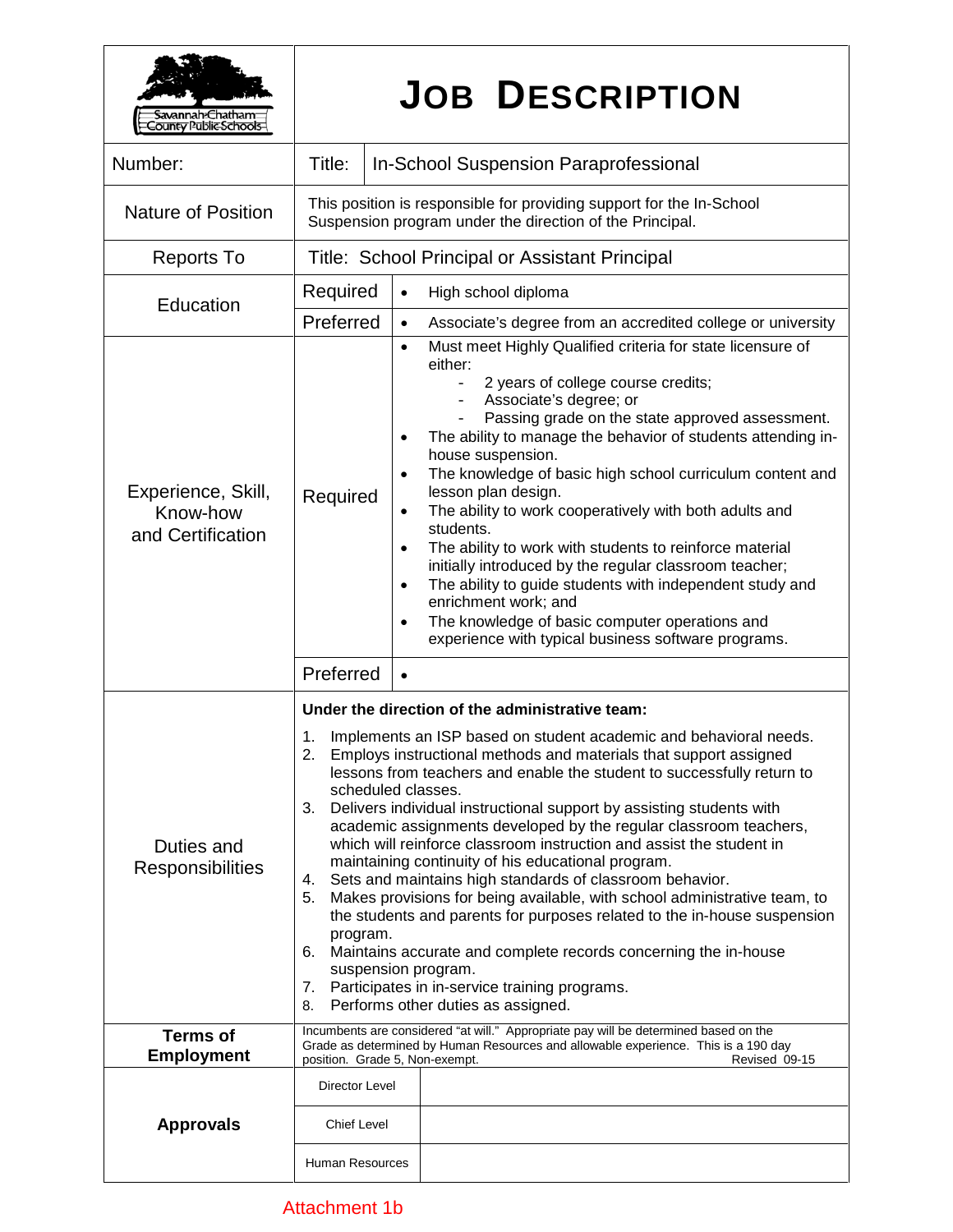# JOB DESCRIPTION

Savannah-Chatham County Public Schools

| | | |
|---|---|---|
| Number: | Title: | In-School Suspension Paraprofessional |
| Nature of Position | This position is responsible for providing support for the In-School Suspension program under the direction of the Principal. | |
| Reports To | Title: School Principal or Assistant Principal | |

| Education | | |
|---|---|---|
| Required | | • High school diploma |
| Preferred | | • Associate's degree from an accredited college or university |

**Experience, Skill, Know-how and Certification**

Required:

- Must meet Highly Qualified criteria for state licensure of either:
  - 2 years of college course credits;
  - Associate's degree; or
  - Passing grade on the state approved assessment.
- The ability to manage the behavior of students attending in-house suspension.
- The knowledge of basic high school curriculum content and lesson plan design.
- The ability to work cooperatively with both adults and students.
- The ability to work with students to reinforce material initially introduced by the regular classroom teacher;
- The ability to guide students with independent study and enrichment work; and
- The knowledge of basic computer operations and experience with typical business software programs.

Preferred:

-

**Duties and Responsibilities**

**Under the direction of the administrative team:**

1. Implements an ISP based on student academic and behavioral needs.
2. Employs instructional methods and materials that support assigned lessons from teachers and enable the student to successfully return to scheduled classes.
3. Delivers individual instructional support by assisting students with academic assignments developed by the regular classroom teachers, which will reinforce classroom instruction and assist the student in maintaining continuity of his educational program.
4. Sets and maintains high standards of classroom behavior.
5. Makes provisions for being available, with school administrative team, to the students and parents for purposes related to the in-house suspension program.
6. Maintains accurate and complete records concerning the in-house suspension program.
7. Participates in in-service training programs.
8. Performs other duties as assigned.

**Terms of Employment**

Incumbents are considered "at will." Appropriate pay will be determined based on the Grade as determined by Human Resources and allowable experience. This is a 190 day position. Grade 5, Non-exempt. Revised 09-15

**Approvals**

| | |
|---|---|
| Director Level | |
| Chief Level | |
| Human Resources | |

Attachment 1b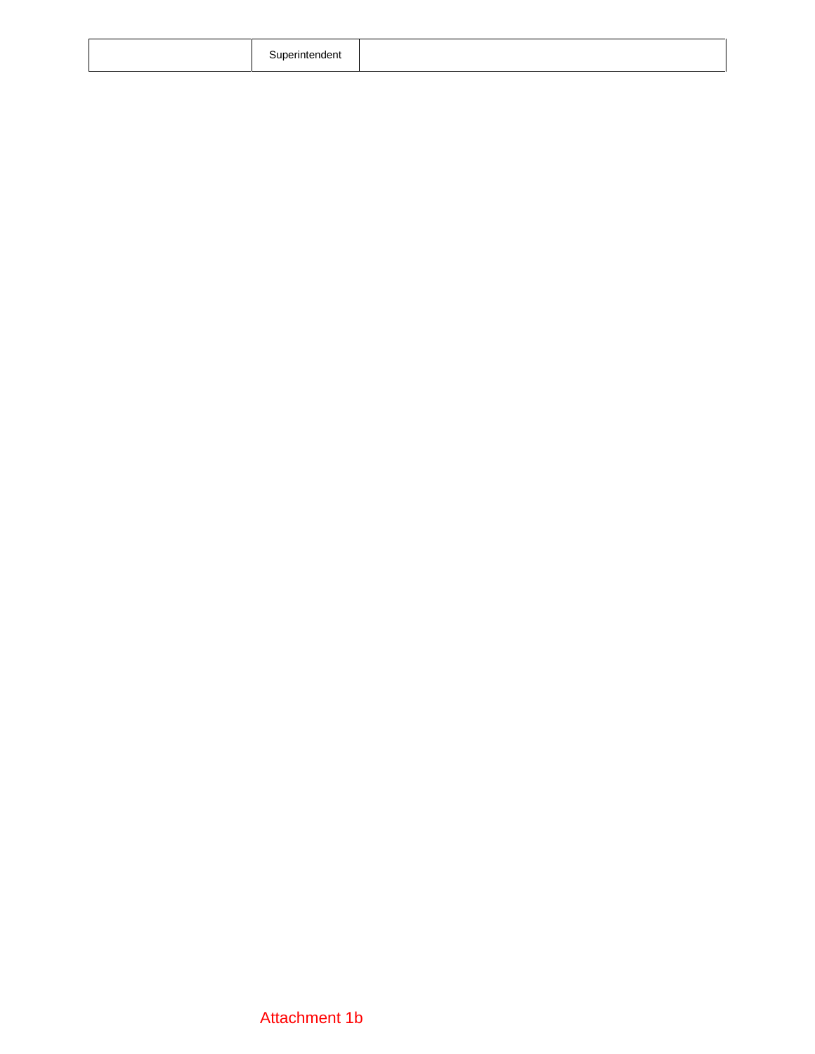| | Superintendent | |
|---|---|---|

Attachment 1b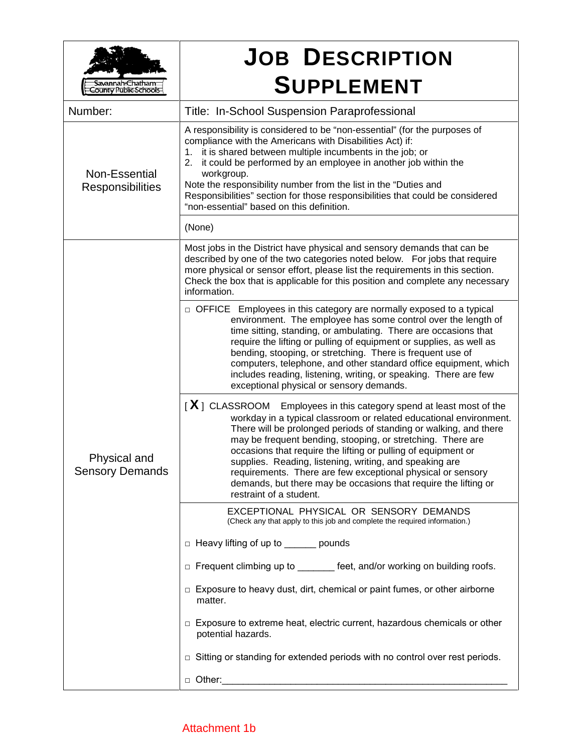| Savannah-Chatham County Public Schools | JOB DESCRIPTION SUPPLEMENT |
| --- | --- |
| Number: | Title: In-School Suspension Paraprofessional |
| Non-Essential Responsibilities | A responsibility is considered to be "non-essential" (for the purposes of compliance with the Americans with Disabilities Act) if:<br>1. it is shared between multiple incumbents in the job; or<br>2. it could be performed by an employee in another job within the workgroup.<br>Note the responsibility number from the list in the "Duties and Responsibilities" section for those responsibilities that could be considered "non-essential" based on this definition. |
| | (None) |
| Physical and Sensory Demands | Most jobs in the District have physical and sensory demands that can be described by one of the two categories noted below. For jobs that require more physical or sensor effort, please list the requirements in this section. Check the box that is applicable for this position and complete any necessary information. |
| | □ OFFICE Employees in this category are normally exposed to a typical environment. The employee has some control over the length of time sitting, standing, or ambulating. There are occasions that require the lifting or pulling of equipment or supplies, as well as bending, stooping, or stretching. There is frequent use of computers, telephone, and other standard office equipment, which includes reading, listening, writing, or speaking. There are few exceptional physical or sensory demands. |
| | [ X ] CLASSROOM Employees in this category spend at least most of the workday in a typical classroom or related educational environment. There will be prolonged periods of standing or walking, and there may be frequent bending, stooping, or stretching. There are occasions that require the lifting or pulling of equipment or supplies. Reading, listening, writing, and speaking are requirements. There are few exceptional physical or sensory demands, but there may be occasions that require the lifting or restraint of a student. |
| | EXCEPTIONAL PHYSICAL OR SENSORY DEMANDS<br>(Check any that apply to this job and complete the required information.)<br><br>□ Heavy lifting of up to ______ pounds<br><br>□ Frequent climbing up to _______ feet, and/or working on building roofs.<br><br>□ Exposure to heavy dust, dirt, chemical or paint fumes, or other airborne matter.<br><br>□ Exposure to extreme heat, electric current, hazardous chemicals or other potential hazards.<br><br>□ Sitting or standing for extended periods with no control over rest periods.<br><br>□ Other:_______________________________________________________ |

Attachment 1b